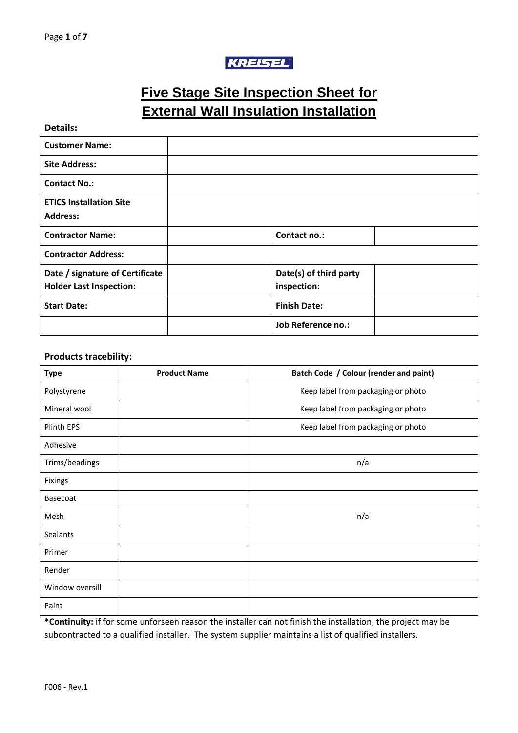KREISEL

# Five Stage Site Inspection Sheet for External Wall Insulation Installation

**Details:**

| | | | |
|---|---|---|---|
| **Customer Name:** | | | |
| **Site Address:** | | | |
| **Contact No.:** | | | |
| **ETICS Installation Site Address:** | | | |
| **Contractor Name:** | | **Contact no.:** | |
| **Contractor Address:** | | | |
| **Date / signature of Certificate Holder Last Inspection:** | | **Date(s) of third party inspection:** | |
| **Start Date:** | | **Finish Date:** | |
| | | **Job Reference no.:** | |

**Products tracebility:**

| Type | Product Name | Batch Code / Colour (render and paint) |
|---|---|---|
| Polystyrene | | Keep label from packaging or photo |
| Mineral wool | | Keep label from packaging or photo |
| Plinth EPS | | Keep label from packaging or photo |
| Adhesive | | |
| Trims/beadings | | n/a |
| Fixings | | |
| Basecoat | | |
| Mesh | | n/a |
| Sealants | | |
| Primer | | |
| Render | | |
| Window oversill | | |
| Paint | | |

***Continuity:** if for some unforseen reason the installer can not finish the installation, the project may be subcontracted to a qualified installer. The system supplier maintains a list of qualified installers.

F006 - Rev.1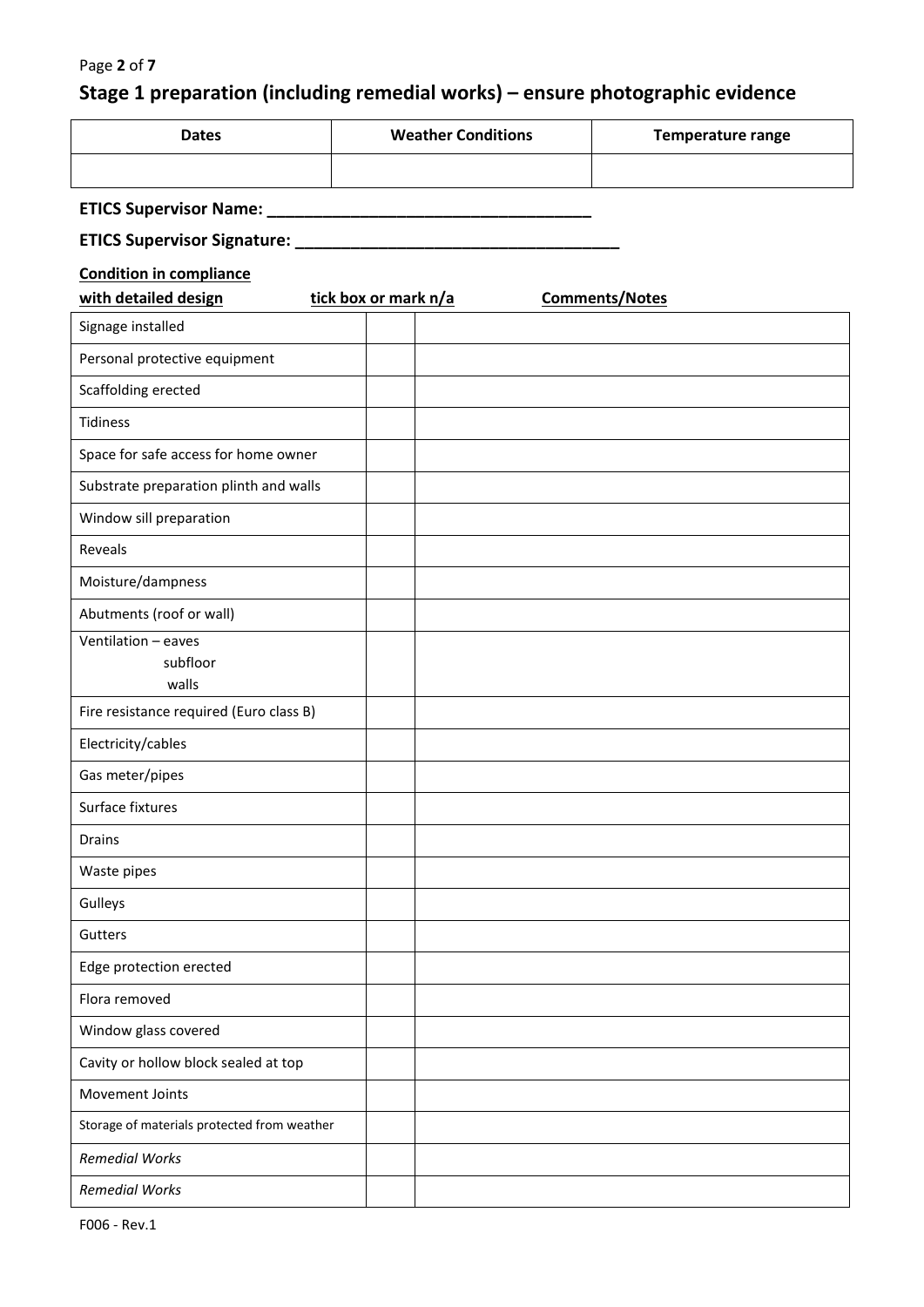## Stage 1 preparation (including remedial works) – ensure photographic evidence

| Dates | Weather Conditions | Temperature range |
|---|---|---|
| | | |

**ETICS Supervisor Name: \_\_\_\_\_\_\_\_\_\_\_\_\_\_\_\_\_\_\_\_\_\_\_\_\_\_\_\_\_\_\_\_\_\_\_**

**ETICS Supervisor Signature: \_\_\_\_\_\_\_\_\_\_\_\_\_\_\_\_\_\_\_\_\_\_\_\_\_\_\_\_\_\_\_\_\_\_\_**

| **Condition in compliance with detailed design** | **tick box or mark n/a** | **Comments/Notes** |
|---|---|---|
| Signage installed | | |
| Personal protective equipment | | |
| Scaffolding erected | | |
| Tidiness | | |
| Space for safe access for home owner | | |
| Substrate preparation plinth and walls | | |
| Window sill preparation | | |
| Reveals | | |
| Moisture/dampness | | |
| Abutments (roof or wall) | | |
| Ventilation – eaves<br>subfloor<br>walls | | |
| Fire resistance required (Euro class B) | | |
| Electricity/cables | | |
| Gas meter/pipes | | |
| Surface fixtures | | |
| Drains | | |
| Waste pipes | | |
| Gulleys | | |
| Gutters | | |
| Edge protection erected | | |
| Flora removed | | |
| Window glass covered | | |
| Cavity or hollow block sealed at top | | |
| Movement Joints | | |
| Storage of materials protected from weather | | |
| *Remedial Works* | | |
| *Remedial Works* | | |

F006 - Rev.1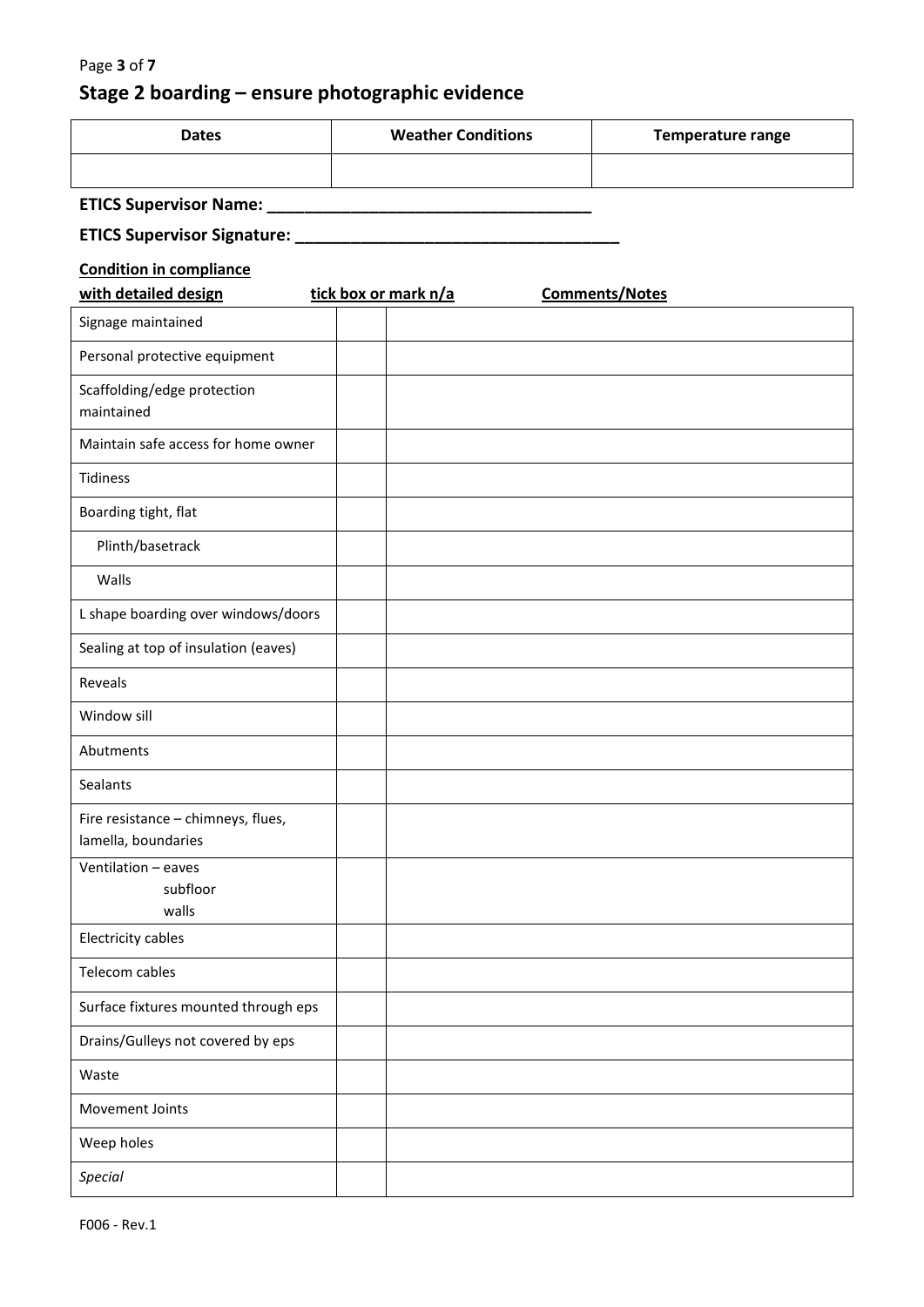## Stage 2 boarding – ensure photographic evidence

| Dates | Weather Conditions | Temperature range |
| --- | --- | --- |
| | | |

**ETICS Supervisor Name: ___________________________________**

**ETICS Supervisor Signature: ___________________________________**

| Condition in compliance with detailed design | tick box or mark n/a | Comments/Notes |
| --- | --- | --- |
| Signage maintained | | |
| Personal protective equipment | | |
| Scaffolding/edge protection maintained | | |
| Maintain safe access for home owner | | |
| Tidiness | | |
| Boarding tight, flat | | |
| Plinth/basetrack | | |
| Walls | | |
| L shape boarding over windows/doors | | |
| Sealing at top of insulation (eaves) | | |
| Reveals | | |
| Window sill | | |
| Abutments | | |
| Sealants | | |
| Fire resistance – chimneys, flues, lamella, boundaries | | |
| Ventilation – eaves<br>subfloor<br>walls | | |
| Electricity cables | | |
| Telecom cables | | |
| Surface fixtures mounted through eps | | |
| Drains/Gulleys not covered by eps | | |
| Waste | | |
| Movement Joints | | |
| Weep holes | | |
| *Special* | | |

F006 - Rev.1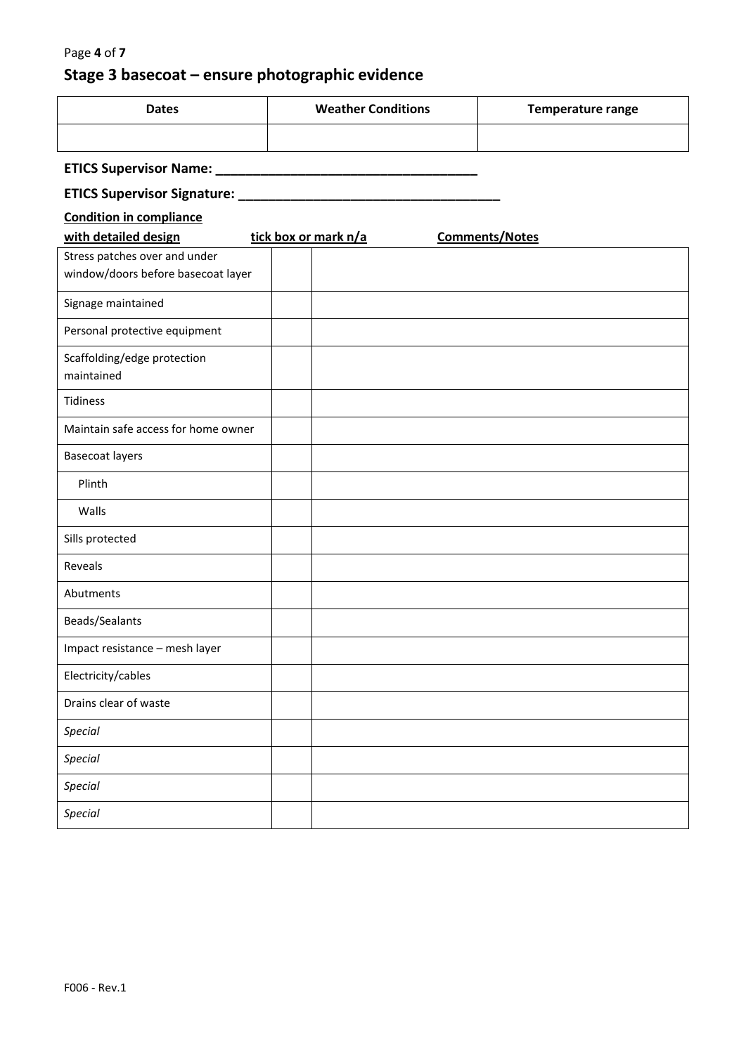## Stage 3 basecoat – ensure photographic evidence

| Dates | Weather Conditions | Temperature range |
| --- | --- | --- |
| | | |

**ETICS Supervisor Name: ___________________________________**

**ETICS Supervisor Signature: ___________________________________**

| Condition in compliance with detailed design | tick box or mark n/a | Comments/Notes |
| --- | --- | --- |
| Stress patches over and under window/doors before basecoat layer | | |
| Signage maintained | | |
| Personal protective equipment | | |
| Scaffolding/edge protection maintained | | |
| Tidiness | | |
| Maintain safe access for home owner | | |
| Basecoat layers | | |
| Plinth | | |
| Walls | | |
| Sills protected | | |
| Reveals | | |
| Abutments | | |
| Beads/Sealants | | |
| Impact resistance – mesh layer | | |
| Electricity/cables | | |
| Drains clear of waste | | |
| *Special* | | |
| *Special* | | |
| *Special* | | |
| *Special* | | |

F006 - Rev.1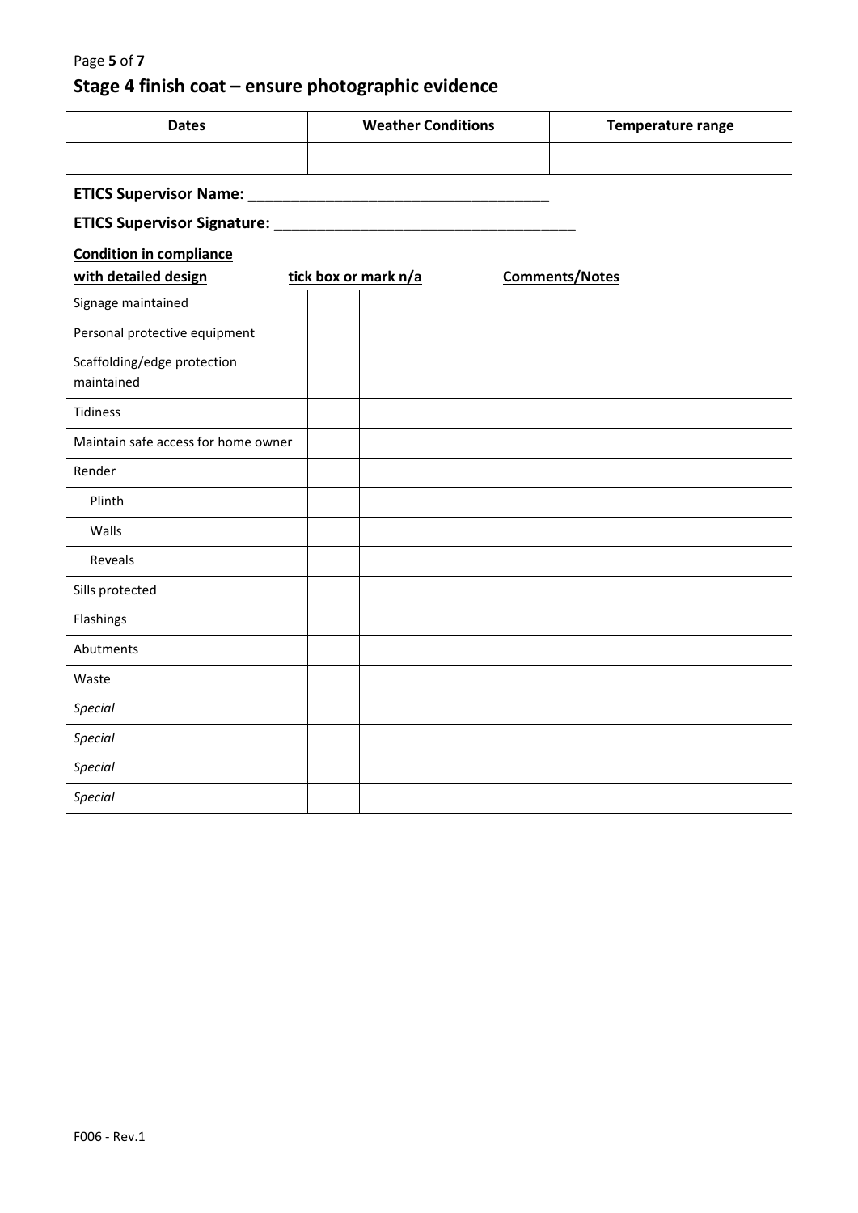## Stage 4 finish coat – ensure photographic evidence

| Dates | Weather Conditions | Temperature range |
|---|---|---|
| | | |

**ETICS Supervisor Name: ___________________________________**

**ETICS Supervisor Signature: ___________________________________**

| **Condition in compliance with detailed design** | **tick box or mark n/a** | **Comments/Notes** |
|---|---|---|
| Signage maintained | | |
| Personal protective equipment | | |
| Scaffolding/edge protection maintained | | |
| Tidiness | | |
| Maintain safe access for home owner | | |
| Render | | |
| Plinth | | |
| Walls | | |
| Reveals | | |
| Sills protected | | |
| Flashings | | |
| Abutments | | |
| Waste | | |
| *Special* | | |
| *Special* | | |
| *Special* | | |
| *Special* | | |

F006 - Rev.1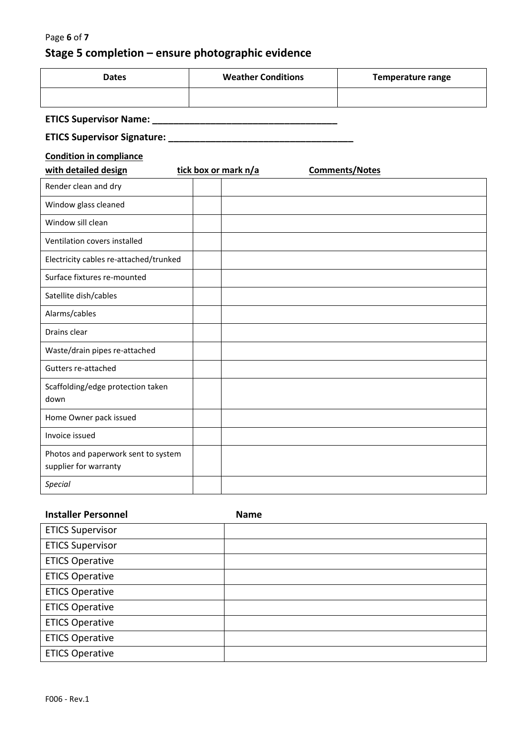## Stage 5 completion – ensure photographic evidence

| Dates | Weather Conditions | Temperature range |
|---|---|---|
| | | |

**ETICS Supervisor Name: \_\_\_\_\_\_\_\_\_\_\_\_\_\_\_\_\_\_\_\_\_\_\_\_\_\_\_\_\_\_\_\_\_\_\_\_**

**ETICS Supervisor Signature: \_\_\_\_\_\_\_\_\_\_\_\_\_\_\_\_\_\_\_\_\_\_\_\_\_\_\_\_\_\_\_\_\_\_\_\_**

| Condition in compliance with detailed design | tick box or mark n/a | Comments/Notes |
|---|---|---|
| Render clean and dry | | |
| Window glass cleaned | | |
| Window sill clean | | |
| Ventilation covers installed | | |
| Electricity cables re-attached/trunked | | |
| Surface fixtures re-mounted | | |
| Satellite dish/cables | | |
| Alarms/cables | | |
| Drains clear | | |
| Waste/drain pipes re-attached | | |
| Gutters re-attached | | |
| Scaffolding/edge protection taken down | | |
| Home Owner pack issued | | |
| Invoice issued | | |
| Photos and paperwork sent to system supplier for warranty | | |
| *Special* | | |

| Installer Personnel | Name |
|---|---|
| ETICS Supervisor | |
| ETICS Supervisor | |
| ETICS Operative | |
| ETICS Operative | |
| ETICS Operative | |
| ETICS Operative | |
| ETICS Operative | |
| ETICS Operative | |
| ETICS Operative | |

F006 - Rev.1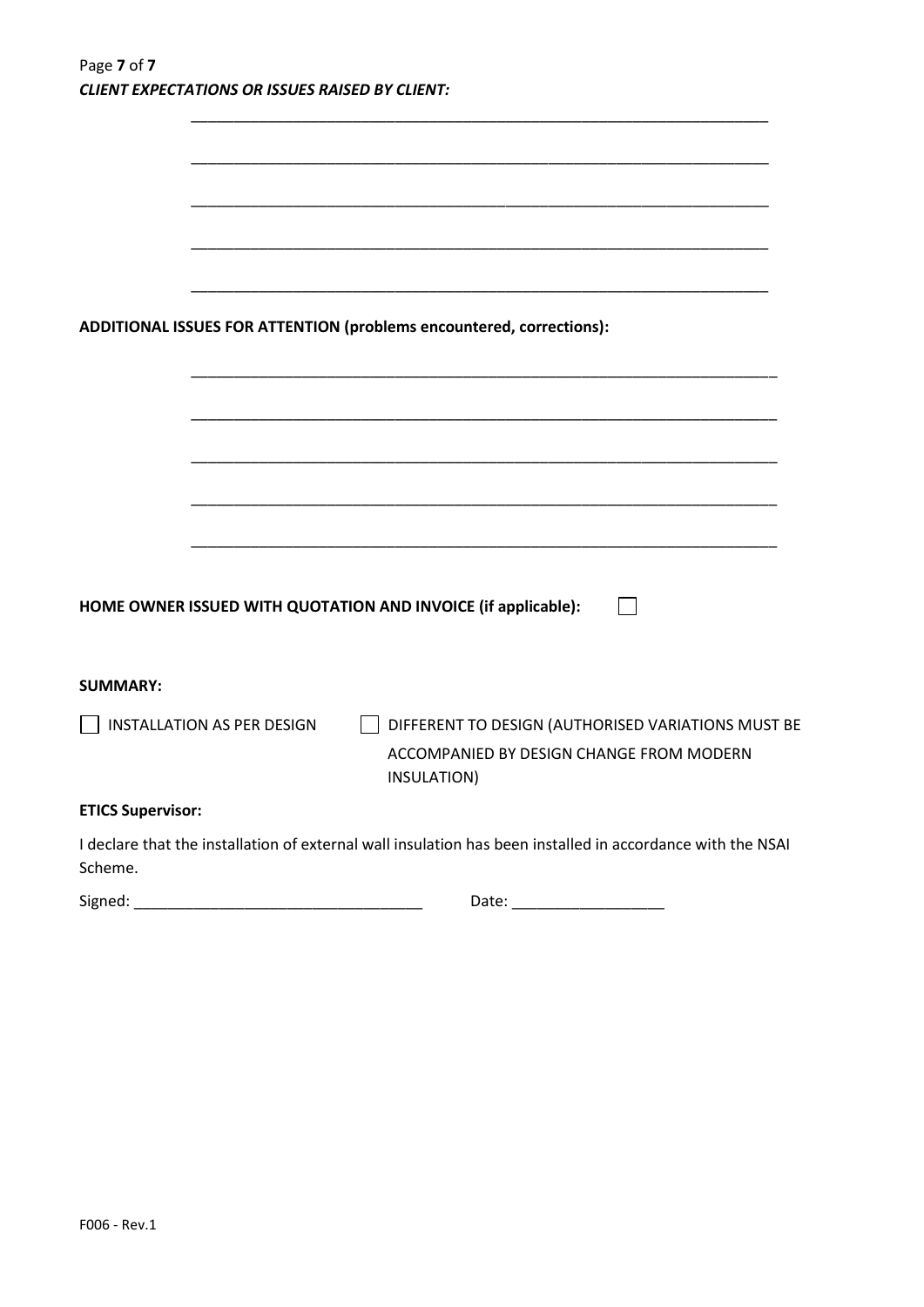***CLIENT EXPECTATIONS OR ISSUES RAISED BY CLIENT:***

______________________________________________________________________

______________________________________________________________________

______________________________________________________________________

______________________________________________________________________

______________________________________________________________________

**ADDITIONAL ISSUES FOR ATTENTION (problems encountered, corrections):**

______________________________________________________________________

______________________________________________________________________

______________________________________________________________________

______________________________________________________________________

______________________________________________________________________

**HOME OWNER ISSUED WITH QUOTATION AND INVOICE (if applicable):** ☐

**SUMMARY:**

☐ INSTALLATION AS PER DESIGN

☐ DIFFERENT TO DESIGN (AUTHORISED VARIATIONS MUST BE ACCOMPANIED BY DESIGN CHANGE FROM MODERN INSULATION)

**ETICS Supervisor:**

I declare that the installation of external wall insulation has been installed in accordance with the NSAI Scheme.

Signed: ________________________________ Date: __________________

F006 - Rev.1